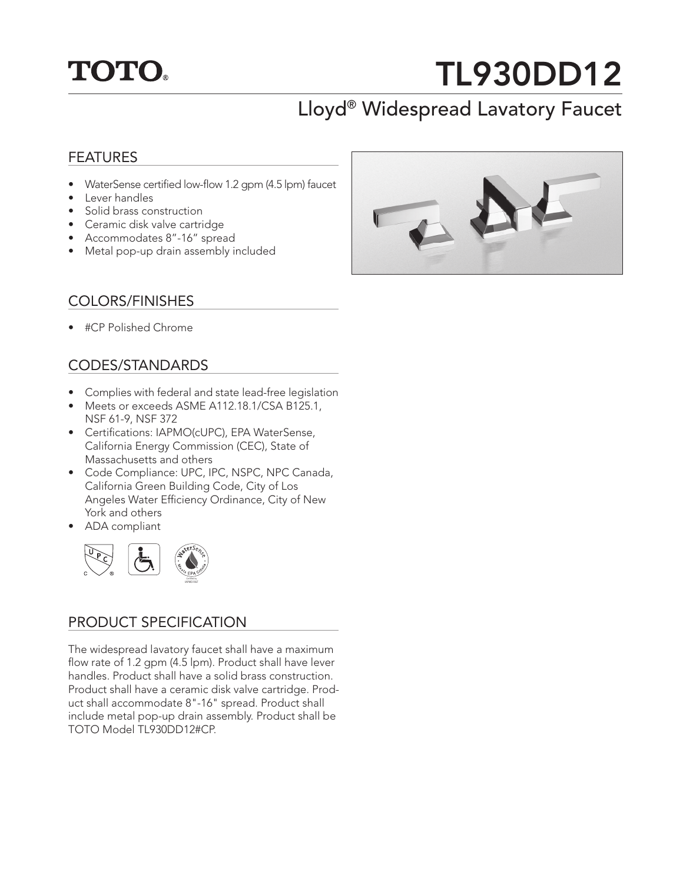TOTO®

# TL930DD12

## Lloyd® Widespread Lavatory Faucet

## FEATURES

- WaterSense certified low-flow 1.2 gpm (4.5 lpm) faucet
- Lever handles
- Solid brass construction
- Ceramic disk valve cartridge
- Accommodates 8"-16" spread
- Metal pop-up drain assembly included

## COLORS/FINISHES

- #CP Polished Chrome

## CODES/STANDARDS

- Complies with federal and state lead-free legislation
- Meets or exceeds ASME A112.18.1/CSA B125.1, NSF 61-9, NSF 372
- Certifications: IAPMO(cUPC), EPA WaterSense, California Energy Commission (CEC), State of Massachusetts and others
- Code Compliance: UPC, IPC, NSPC, NPC Canada, California Green Building Code, City of Los Angeles Water Efficiency Ordinance, City of New York and others
- ADA compliant

## PRODUCT SPECIFICATION

The widespread lavatory faucet shall have a maximum flow rate of 1.2 gpm (4.5 lpm). Product shall have lever handles. Product shall have a solid brass construction. Product shall have a ceramic disk valve cartridge. Product shall accommodate 8"-16" spread. Product shall include metal pop-up drain assembly. Product shall be TOTO Model TL930DD12#CP.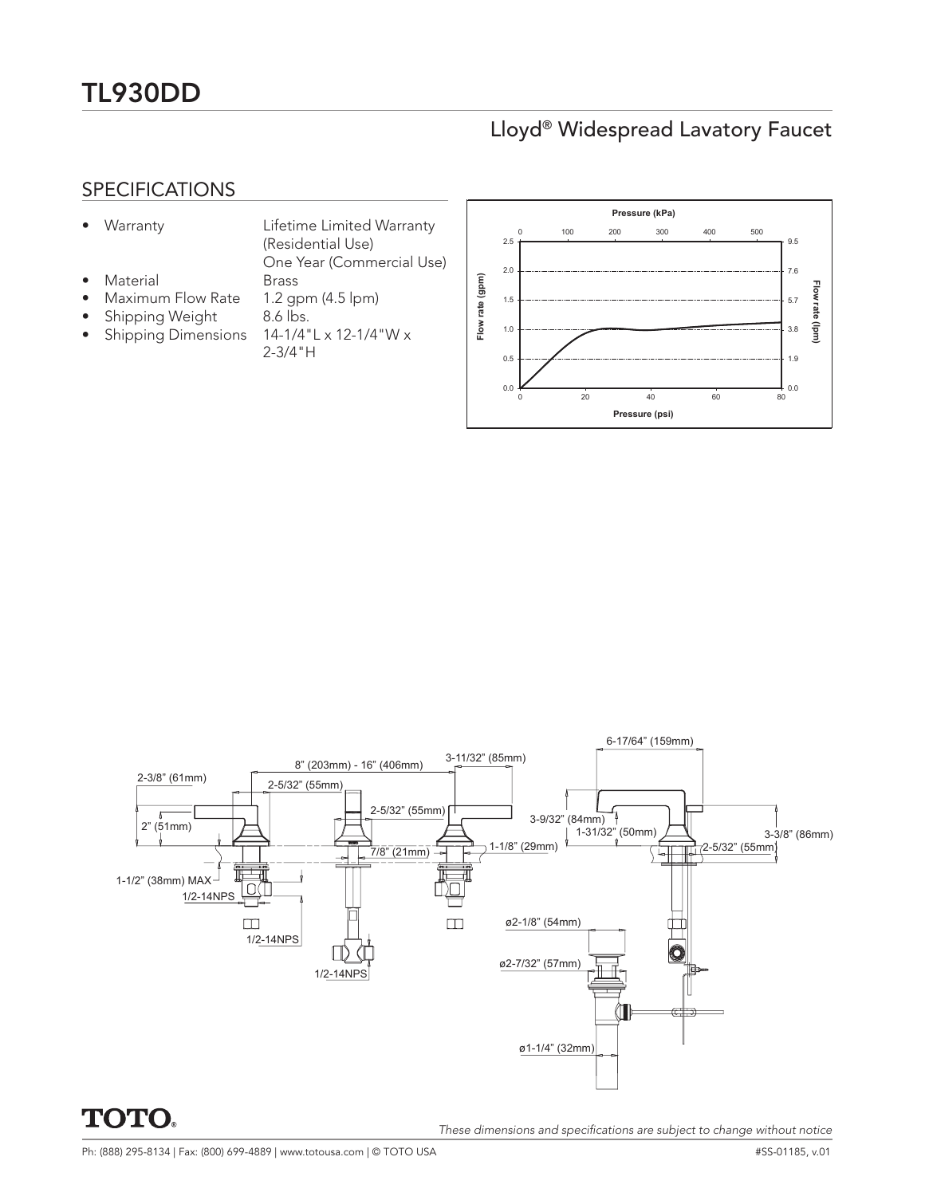# TL930DD

## Lloyd® Widespread Lavatory Faucet

### SPECIFICATIONS

- Warranty — Lifetime Limited Warranty (Residential Use) One Year (Commercial Use)
- Material — Brass
- Maximum Flow Rate — 1.2 gpm (4.5 lpm)
- Shipping Weight — 8.6 lbs.
- Shipping Dimensions — 14-1/4"L x 12-1/4"W x 2-3/4"H

Pressure (kPa)
0 100 200 300 400 500
Flow rate (gpm)
2.5 2.0 1.5 1.0 0.5 0.0
Flow rate (lpm)
9.5 7.6 5.7 3.8 1.9 0.0
0 20 40 60 80
Pressure (psi)

6-17/64" (159mm)
8" (203mm) - 16" (406mm)
3-11/32" (85mm)
2-3/8" (61mm)
2-5/32" (55mm)
2-5/32" (55mm)
2" (51mm)
3-9/32" (84mm)
1-31/32" (50mm)
3-3/8" (86mm)
1-1/8" (29mm)
7/8" (21mm)
2-5/32" (55mm)
1-1/2" (38mm) MAX
1/2-14NPS
1/2-14NPS
1/2-14NPS
ø2-1/8" (54mm)
ø2-7/32" (57mm)
ø1-1/4" (32mm)

TOTO®

*These dimensions and specifications are subject to change without notice*

Ph: (888) 295-8134 | Fax: (800) 699-4889 | www.totousa.com | © TOTO USA

#SS-01185, v.01